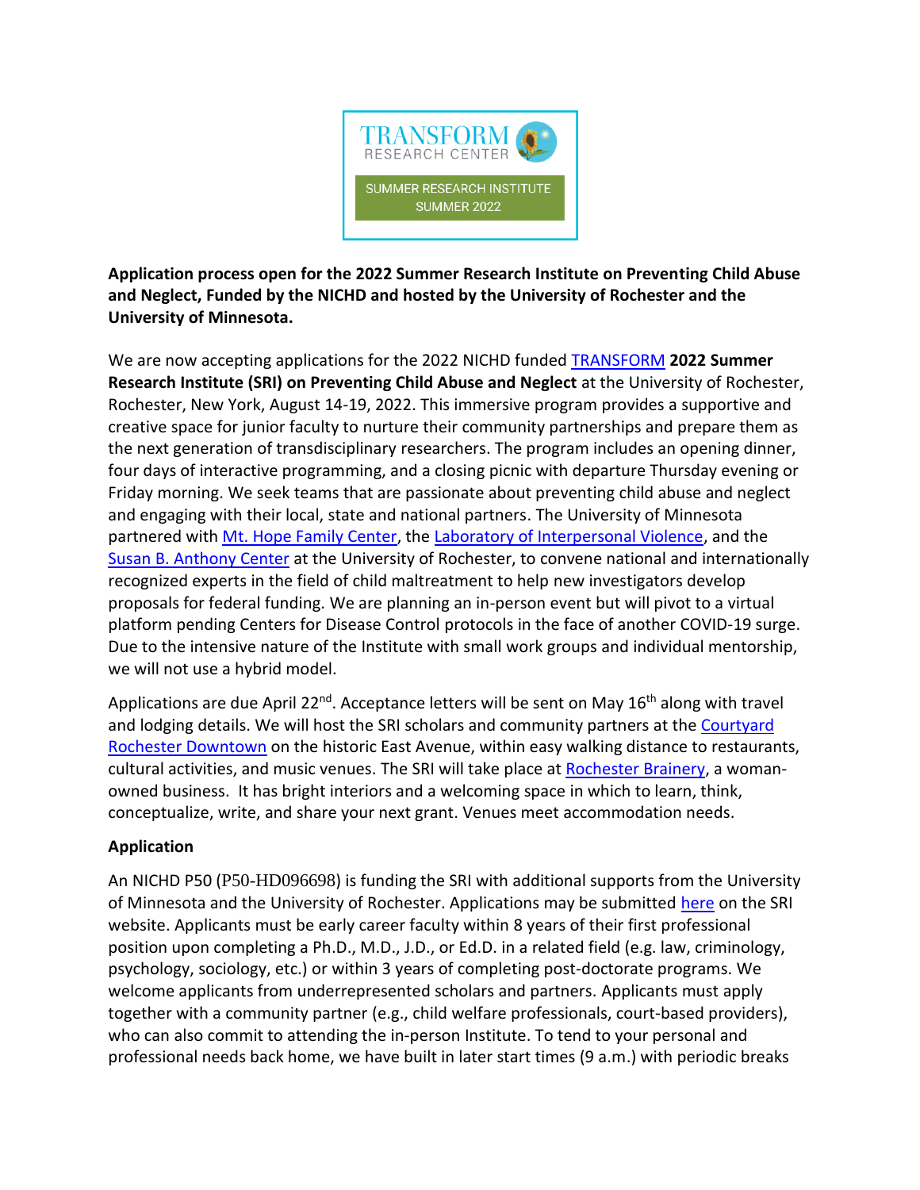TRANSFORM RESEARCH CENTER

SUMMER RESEARCH INSTITUTE SUMMER 2022

**Application process open for the 2022 Summer Research Institute on Preventing Child Abuse and Neglect, Funded by the NICHD and hosted by the University of Rochester and the University of Minnesota.**

We are now accepting applications for the 2022 NICHD funded TRANSFORM **2022 Summer Research Institute (SRI) on Preventing Child Abuse and Neglect** at the University of Rochester, Rochester, New York, August 14-19, 2022. This immersive program provides a supportive and creative space for junior faculty to nurture their community partnerships and prepare them as the next generation of transdisciplinary researchers. The program includes an opening dinner, four days of interactive programming, and a closing picnic with departure Thursday evening or Friday morning. We seek teams that are passionate about preventing child abuse and neglect and engaging with their local, state and national partners. The University of Minnesota partnered with Mt. Hope Family Center, the Laboratory of Interpersonal Violence, and the Susan B. Anthony Center at the University of Rochester, to convene national and internationally recognized experts in the field of child maltreatment to help new investigators develop proposals for federal funding. We are planning an in-person event but will pivot to a virtual platform pending Centers for Disease Control protocols in the face of another COVID-19 surge. Due to the intensive nature of the Institute with small work groups and individual mentorship, we will not use a hybrid model.

Applications are due April 22nd. Acceptance letters will be sent on May 16th along with travel and lodging details. We will host the SRI scholars and community partners at the Courtyard Rochester Downtown on the historic East Avenue, within easy walking distance to restaurants, cultural activities, and music venues. The SRI will take place at Rochester Brainery, a woman-owned business. It has bright interiors and a welcoming space in which to learn, think, conceptualize, write, and share your next grant. Venues meet accommodation needs.

**Application**

An NICHD P50 (P50-HD096698) is funding the SRI with additional supports from the University of Minnesota and the University of Rochester. Applications may be submitted here on the SRI website. Applicants must be early career faculty within 8 years of their first professional position upon completing a Ph.D., M.D., J.D., or Ed.D. in a related field (e.g. law, criminology, psychology, sociology, etc.) or within 3 years of completing post-doctorate programs. We welcome applicants from underrepresented scholars and partners. Applicants must apply together with a community partner (e.g., child welfare professionals, court-based providers), who can also commit to attending the in-person Institute. To tend to your personal and professional needs back home, we have built in later start times (9 a.m.) with periodic breaks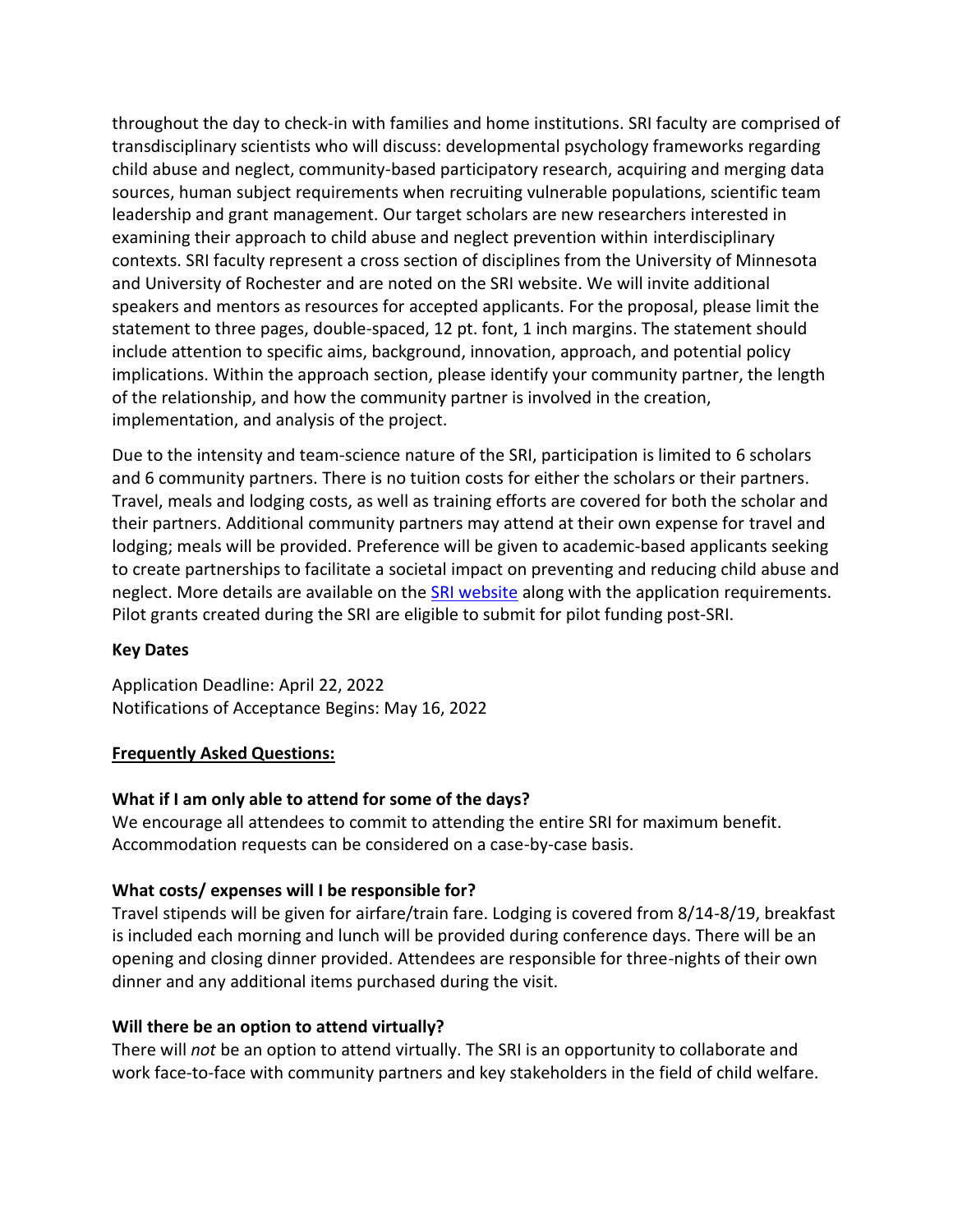throughout the day to check-in with families and home institutions. SRI faculty are comprised of transdisciplinary scientists who will discuss: developmental psychology frameworks regarding child abuse and neglect, community-based participatory research, acquiring and merging data sources, human subject requirements when recruiting vulnerable populations, scientific team leadership and grant management. Our target scholars are new researchers interested in examining their approach to child abuse and neglect prevention within interdisciplinary contexts. SRI faculty represent a cross section of disciplines from the University of Minnesota and University of Rochester and are noted on the SRI website. We will invite additional speakers and mentors as resources for accepted applicants. For the proposal, please limit the statement to three pages, double-spaced, 12 pt. font, 1 inch margins. The statement should include attention to specific aims, background, innovation, approach, and potential policy implications. Within the approach section, please identify your community partner, the length of the relationship, and how the community partner is involved in the creation, implementation, and analysis of the project.

Due to the intensity and team-science nature of the SRI, participation is limited to 6 scholars and 6 community partners. There is no tuition costs for either the scholars or their partners. Travel, meals and lodging costs, as well as training efforts are covered for both the scholar and their partners. Additional community partners may attend at their own expense for travel and lodging; meals will be provided. Preference will be given to academic-based applicants seeking to create partnerships to facilitate a societal impact on preventing and reducing child abuse and neglect. More details are available on the [SRI website]() along with the application requirements. Pilot grants created during the SRI are eligible to submit for pilot funding post-SRI.

**Key Dates**

Application Deadline: April 22, 2022
Notifications of Acceptance Begins: May 16, 2022

**Frequently Asked Questions:**

**What if I am only able to attend for some of the days?**
We encourage all attendees to commit to attending the entire SRI for maximum benefit. Accommodation requests can be considered on a case-by-case basis.

**What costs/ expenses will I be responsible for?**
Travel stipends will be given for airfare/train fare. Lodging is covered from 8/14-8/19, breakfast is included each morning and lunch will be provided during conference days. There will be an opening and closing dinner provided. Attendees are responsible for three-nights of their own dinner and any additional items purchased during the visit.

**Will there be an option to attend virtually?**
There will *not* be an option to attend virtually. The SRI is an opportunity to collaborate and work face-to-face with community partners and key stakeholders in the field of child welfare.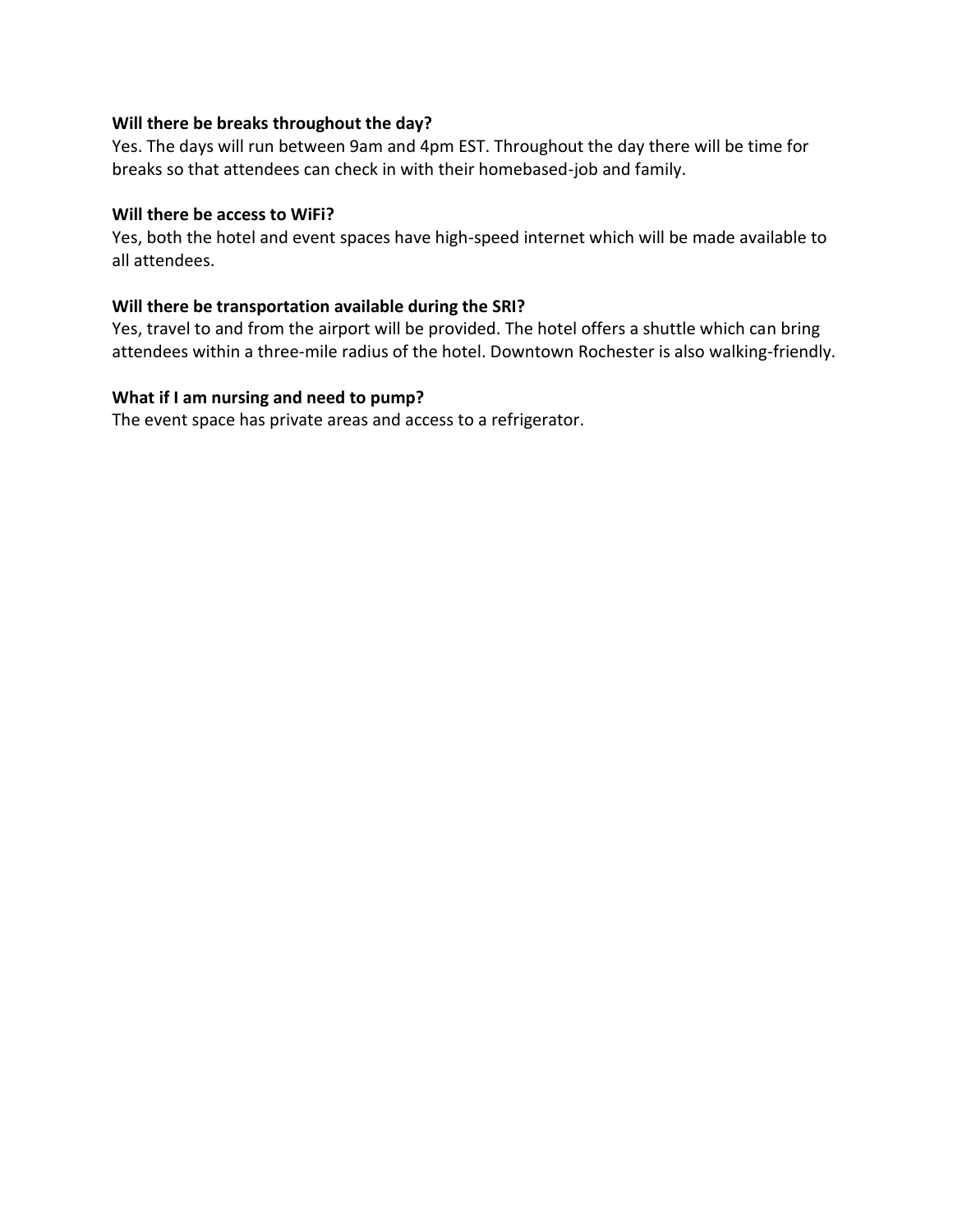**Will there be breaks throughout the day?**
Yes. The days will run between 9am and 4pm EST. Throughout the day there will be time for breaks so that attendees can check in with their homebased-job and family.

**Will there be access to WiFi?**
Yes, both the hotel and event spaces have high-speed internet which will be made available to all attendees.

**Will there be transportation available during the SRI?**
Yes, travel to and from the airport will be provided. The hotel offers a shuttle which can bring attendees within a three-mile radius of the hotel. Downtown Rochester is also walking-friendly.

**What if I am nursing and need to pump?**
The event space has private areas and access to a refrigerator.